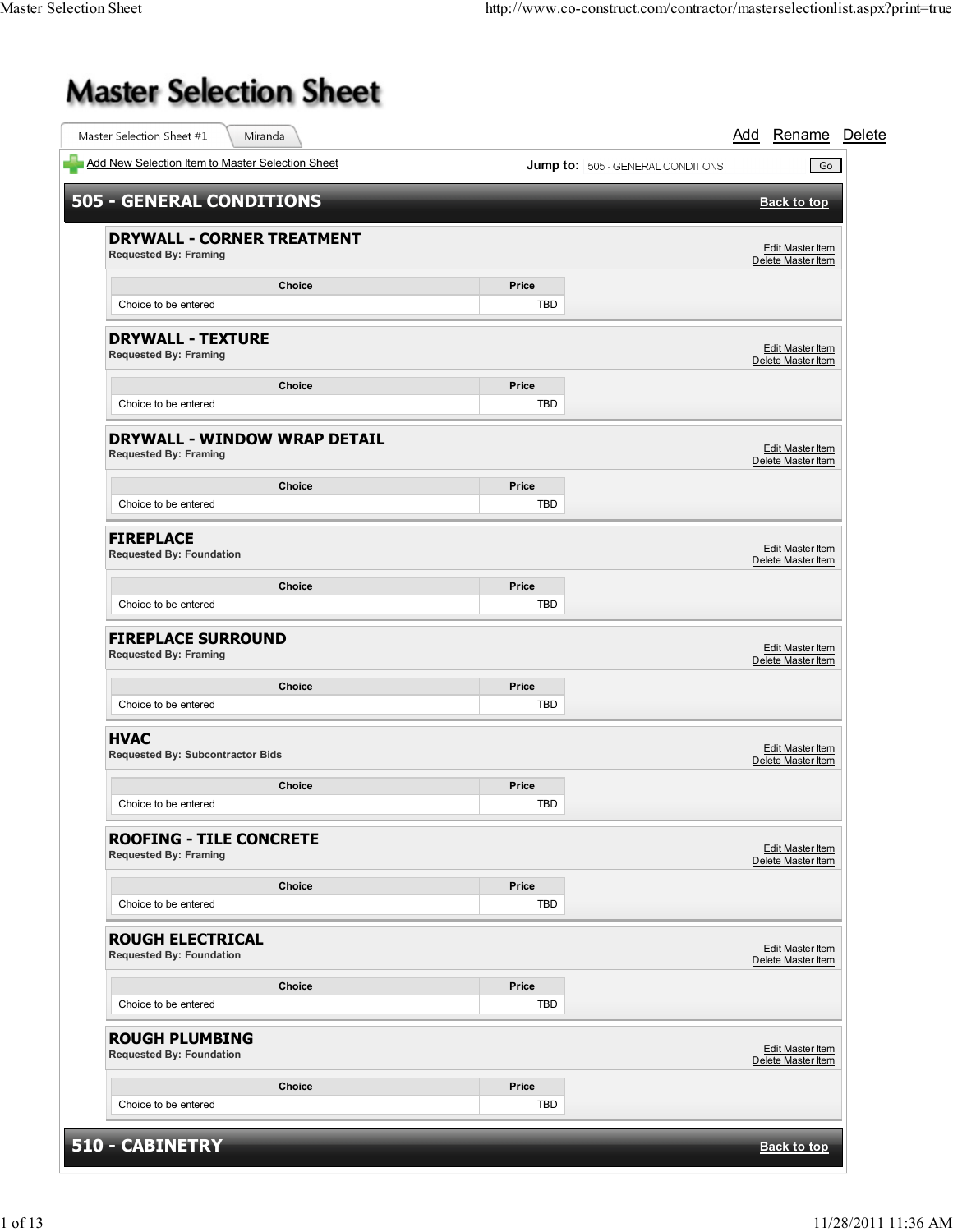# Master Selection Sheet

Master Selection Sheet #1 | Miranda

Add Rename Delete

Add New Selection Item to Master Selection Sheet

**Jump to:** 505 - GENERAL CONDITIONS Go

## 505 - GENERAL CONDITIONS

Back to top

### DRYWALL - CORNER TREATMENT

**Requested By: Framing**

Edit Master Item
Delete Master Item

| Choice | Price |
| --- | --- |
| Choice to be entered | TBD |

### DRYWALL - TEXTURE

**Requested By: Framing**

Edit Master Item
Delete Master Item

| Choice | Price |
| --- | --- |
| Choice to be entered | TBD |

### DRYWALL - WINDOW WRAP DETAIL

**Requested By: Framing**

Edit Master Item
Delete Master Item

| Choice | Price |
| --- | --- |
| Choice to be entered | TBD |

### FIREPLACE

**Requested By: Foundation**

Edit Master Item
Delete Master Item

| Choice | Price |
| --- | --- |
| Choice to be entered | TBD |

### FIREPLACE SURROUND

**Requested By: Framing**

Edit Master Item
Delete Master Item

| Choice | Price |
| --- | --- |
| Choice to be entered | TBD |

### HVAC

**Requested By: Subcontractor Bids**

Edit Master Item
Delete Master Item

| Choice | Price |
| --- | --- |
| Choice to be entered | TBD |

### ROOFING - TILE CONCRETE

**Requested By: Framing**

Edit Master Item
Delete Master Item

| Choice | Price |
| --- | --- |
| Choice to be entered | TBD |

### ROUGH ELECTRICAL

**Requested By: Foundation**

Edit Master Item
Delete Master Item

| Choice | Price |
| --- | --- |
| Choice to be entered | TBD |

### ROUGH PLUMBING

**Requested By: Foundation**

Edit Master Item
Delete Master Item

| Choice | Price |
| --- | --- |
| Choice to be entered | TBD |

## 510 - CABINETRY

Back to top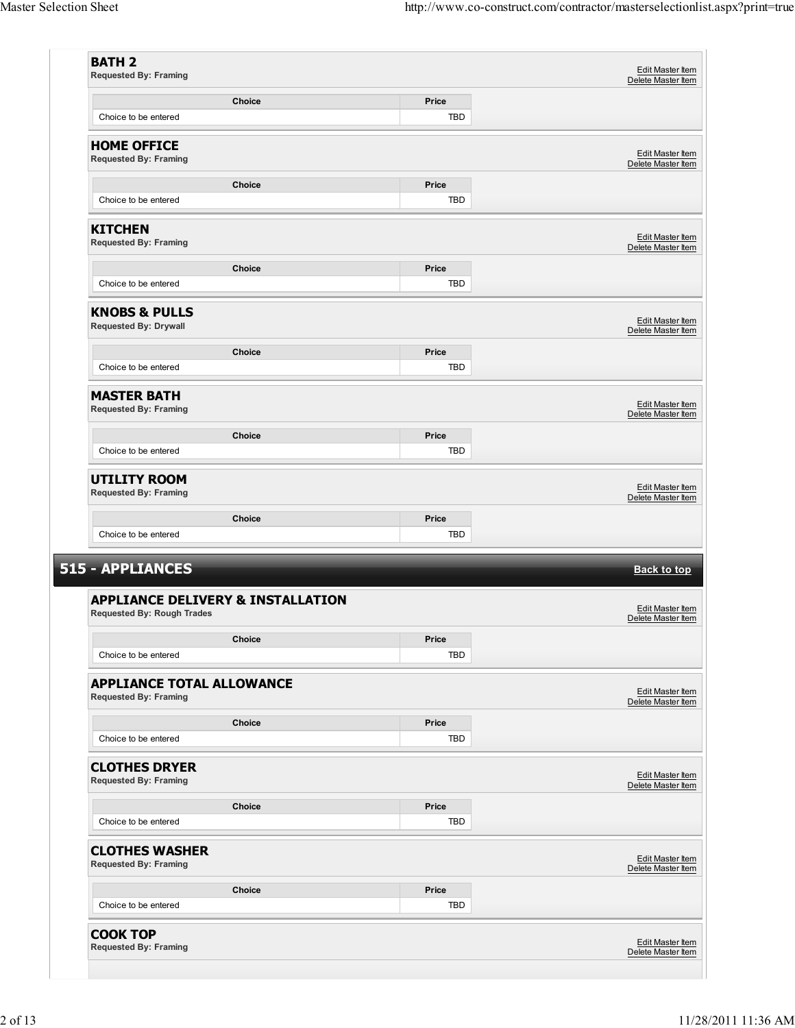### BATH 2
**Requested By: Framing**

Edit Master Item
Delete Master Item

| Choice | Price |
| --- | --- |
| Choice to be entered | TBD |

### HOME OFFICE
**Requested By: Framing**

Edit Master Item
Delete Master Item

| Choice | Price |
| --- | --- |
| Choice to be entered | TBD |

### KITCHEN
**Requested By: Framing**

Edit Master Item
Delete Master Item

| Choice | Price |
| --- | --- |
| Choice to be entered | TBD |

### KNOBS & PULLS
**Requested By: Drywall**

Edit Master Item
Delete Master Item

| Choice | Price |
| --- | --- |
| Choice to be entered | TBD |

### MASTER BATH
**Requested By: Framing**

Edit Master Item
Delete Master Item

| Choice | Price |
| --- | --- |
| Choice to be entered | TBD |

### UTILITY ROOM
**Requested By: Framing**

Edit Master Item
Delete Master Item

| Choice | Price |
| --- | --- |
| Choice to be entered | TBD |

## 515 - APPLIANCES

Back to top

### APPLIANCE DELIVERY & INSTALLATION
**Requested By: Rough Trades**

Edit Master Item
Delete Master Item

| Choice | Price |
| --- | --- |
| Choice to be entered | TBD |

### APPLIANCE TOTAL ALLOWANCE
**Requested By: Framing**

Edit Master Item
Delete Master Item

| Choice | Price |
| --- | --- |
| Choice to be entered | TBD |

### CLOTHES DRYER
**Requested By: Framing**

Edit Master Item
Delete Master Item

| Choice | Price |
| --- | --- |
| Choice to be entered | TBD |

### CLOTHES WASHER
**Requested By: Framing**

Edit Master Item
Delete Master Item

| Choice | Price |
| --- | --- |
| Choice to be entered | TBD |

### COOK TOP
**Requested By: Framing**

Edit Master Item
Delete Master Item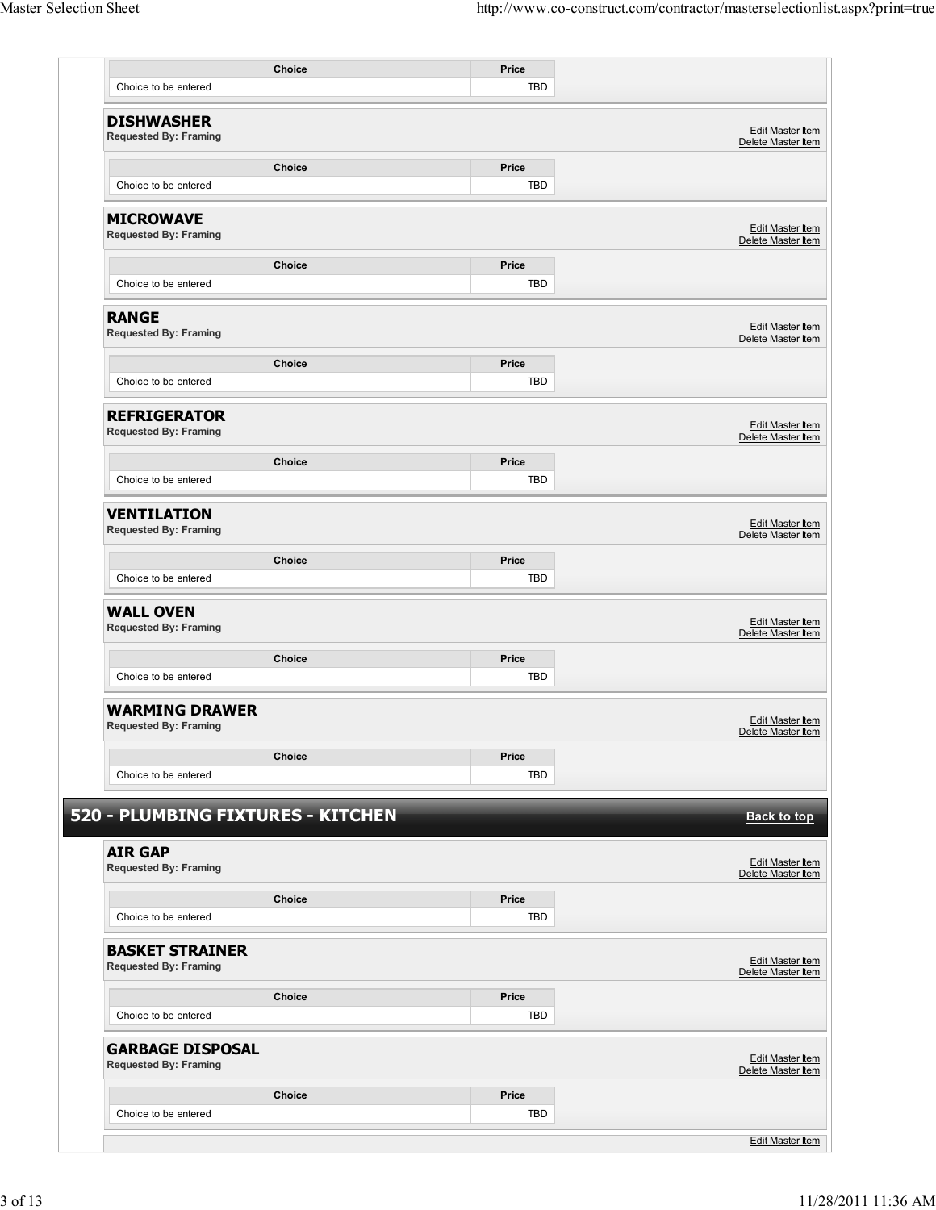| Choice | Price |
| --- | --- |
| Choice to be entered | TBD |

### DISHWASHER

**Requested By: Framing**

Edit Master Item
Delete Master Item

| Choice | Price |
| --- | --- |
| Choice to be entered | TBD |

### MICROWAVE

**Requested By: Framing**

Edit Master Item
Delete Master Item

| Choice | Price |
| --- | --- |
| Choice to be entered | TBD |

### RANGE

**Requested By: Framing**

Edit Master Item
Delete Master Item

| Choice | Price |
| --- | --- |
| Choice to be entered | TBD |

### REFRIGERATOR

**Requested By: Framing**

Edit Master Item
Delete Master Item

| Choice | Price |
| --- | --- |
| Choice to be entered | TBD |

### VENTILATION

**Requested By: Framing**

Edit Master Item
Delete Master Item

| Choice | Price |
| --- | --- |
| Choice to be entered | TBD |

### WALL OVEN

**Requested By: Framing**

Edit Master Item
Delete Master Item

| Choice | Price |
| --- | --- |
| Choice to be entered | TBD |

### WARMING DRAWER

**Requested By: Framing**

Edit Master Item
Delete Master Item

| Choice | Price |
| --- | --- |
| Choice to be entered | TBD |

## 520 - PLUMBING FIXTURES - KITCHEN

Back to top

### AIR GAP

**Requested By: Framing**

Edit Master Item
Delete Master Item

| Choice | Price |
| --- | --- |
| Choice to be entered | TBD |

### BASKET STRAINER

**Requested By: Framing**

Edit Master Item
Delete Master Item

| Choice | Price |
| --- | --- |
| Choice to be entered | TBD |

### GARBAGE DISPOSAL

**Requested By: Framing**

Edit Master Item
Delete Master Item

| Choice | Price |
| --- | --- |
| Choice to be entered | TBD |

Edit Master Item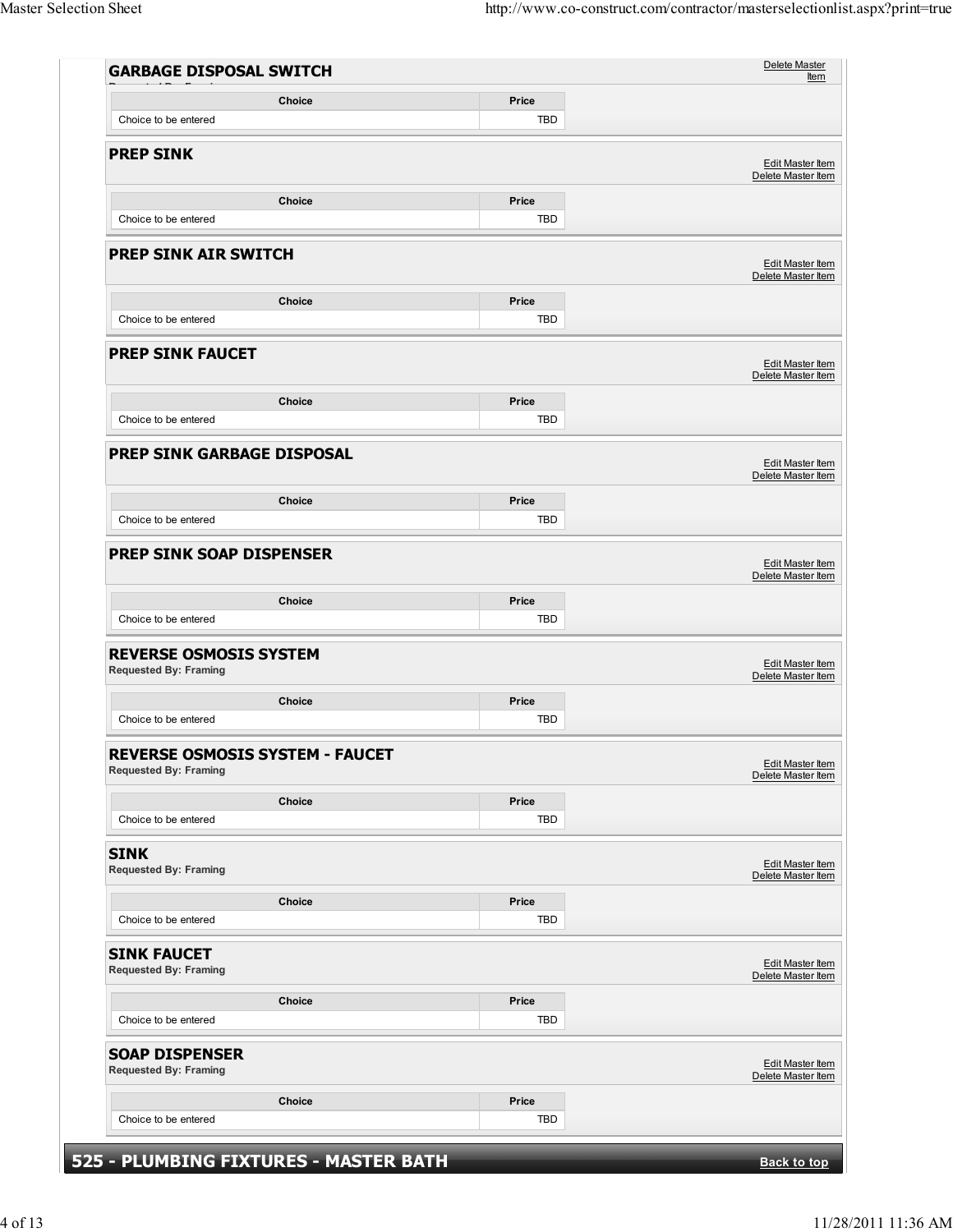### GARBAGE DISPOSAL SWITCH

Delete Master Item

| Choice | Price |
| --- | --- |
| Choice to be entered | TBD |

### PREP SINK

Edit Master Item
Delete Master Item

| Choice | Price |
| --- | --- |
| Choice to be entered | TBD |

### PREP SINK AIR SWITCH

Edit Master Item
Delete Master Item

| Choice | Price |
| --- | --- |
| Choice to be entered | TBD |

### PREP SINK FAUCET

Edit Master Item
Delete Master Item

| Choice | Price |
| --- | --- |
| Choice to be entered | TBD |

### PREP SINK GARBAGE DISPOSAL

Edit Master Item
Delete Master Item

| Choice | Price |
| --- | --- |
| Choice to be entered | TBD |

### PREP SINK SOAP DISPENSER

Edit Master Item
Delete Master Item

| Choice | Price |
| --- | --- |
| Choice to be entered | TBD |

### REVERSE OSMOSIS SYSTEM

**Requested By: Framing**

Edit Master Item
Delete Master Item

| Choice | Price |
| --- | --- |
| Choice to be entered | TBD |

### REVERSE OSMOSIS SYSTEM - FAUCET

**Requested By: Framing**

Edit Master Item
Delete Master Item

| Choice | Price |
| --- | --- |
| Choice to be entered | TBD |

### SINK

**Requested By: Framing**

Edit Master Item
Delete Master Item

| Choice | Price |
| --- | --- |
| Choice to be entered | TBD |

### SINK FAUCET

**Requested By: Framing**

Edit Master Item
Delete Master Item

| Choice | Price |
| --- | --- |
| Choice to be entered | TBD |

### SOAP DISPENSER

**Requested By: Framing**

Edit Master Item
Delete Master Item

| Choice | Price |
| --- | --- |
| Choice to be entered | TBD |

## 525 - PLUMBING FIXTURES - MASTER BATH

Back to top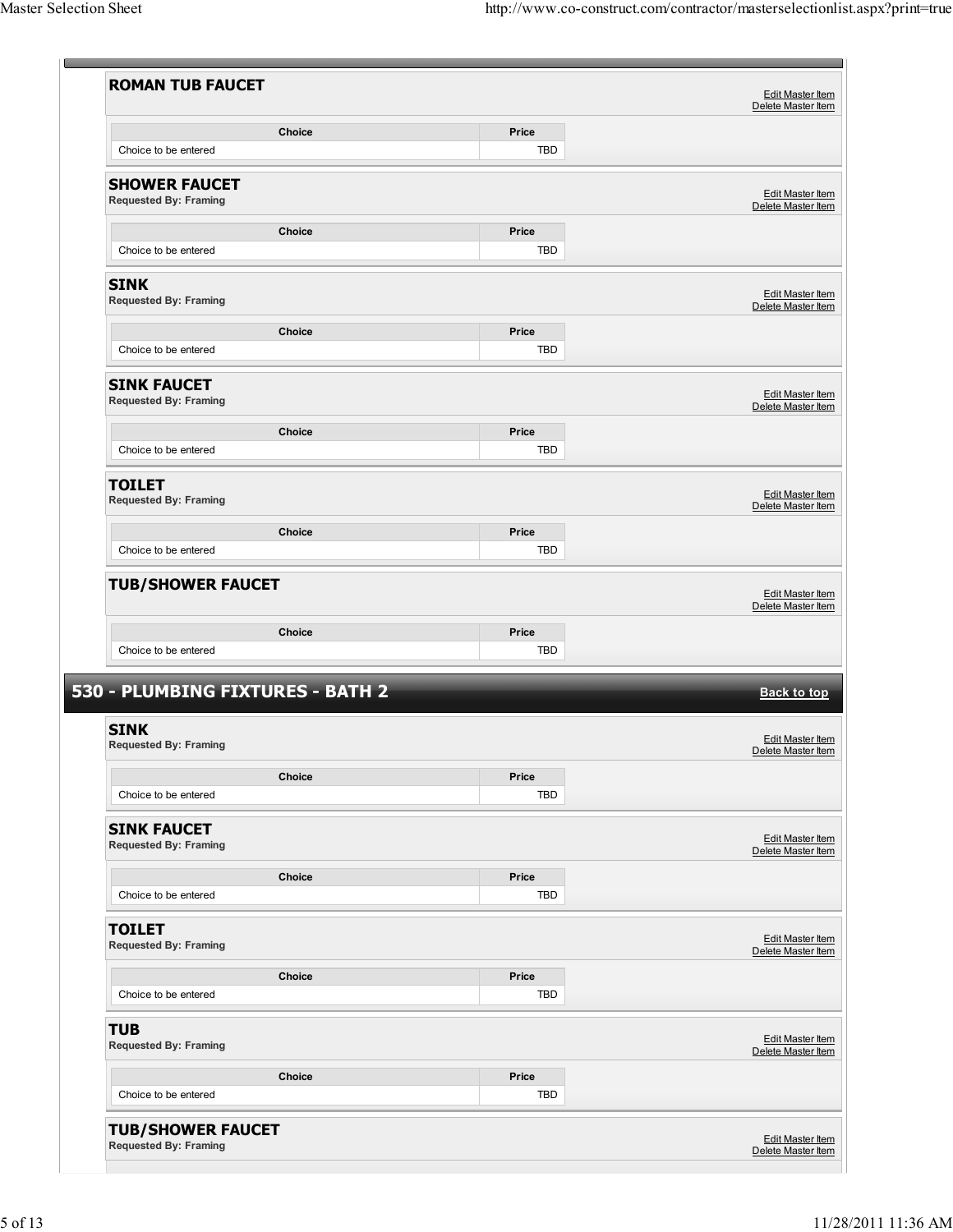### ROMAN TUB FAUCET

Edit Master Item
Delete Master Item

| Choice | Price |
| --- | --- |
| Choice to be entered | TBD |

### SHOWER FAUCET

**Requested By: Framing**

Edit Master Item
Delete Master Item

| Choice | Price |
| --- | --- |
| Choice to be entered | TBD |

### SINK

**Requested By: Framing**

Edit Master Item
Delete Master Item

| Choice | Price |
| --- | --- |
| Choice to be entered | TBD |

### SINK FAUCET

**Requested By: Framing**

Edit Master Item
Delete Master Item

| Choice | Price |
| --- | --- |
| Choice to be entered | TBD |

### TOILET

**Requested By: Framing**

Edit Master Item
Delete Master Item

| Choice | Price |
| --- | --- |
| Choice to be entered | TBD |

### TUB/SHOWER FAUCET

Edit Master Item
Delete Master Item

| Choice | Price |
| --- | --- |
| Choice to be entered | TBD |

## 530 - PLUMBING FIXTURES - BATH 2

Back to top

### SINK

**Requested By: Framing**

Edit Master Item
Delete Master Item

| Choice | Price |
| --- | --- |
| Choice to be entered | TBD |

### SINK FAUCET

**Requested By: Framing**

Edit Master Item
Delete Master Item

| Choice | Price |
| --- | --- |
| Choice to be entered | TBD |

### TOILET

**Requested By: Framing**

Edit Master Item
Delete Master Item

| Choice | Price |
| --- | --- |
| Choice to be entered | TBD |

### TUB

**Requested By: Framing**

Edit Master Item
Delete Master Item

| Choice | Price |
| --- | --- |
| Choice to be entered | TBD |

### TUB/SHOWER FAUCET

**Requested By: Framing**

Edit Master Item
Delete Master Item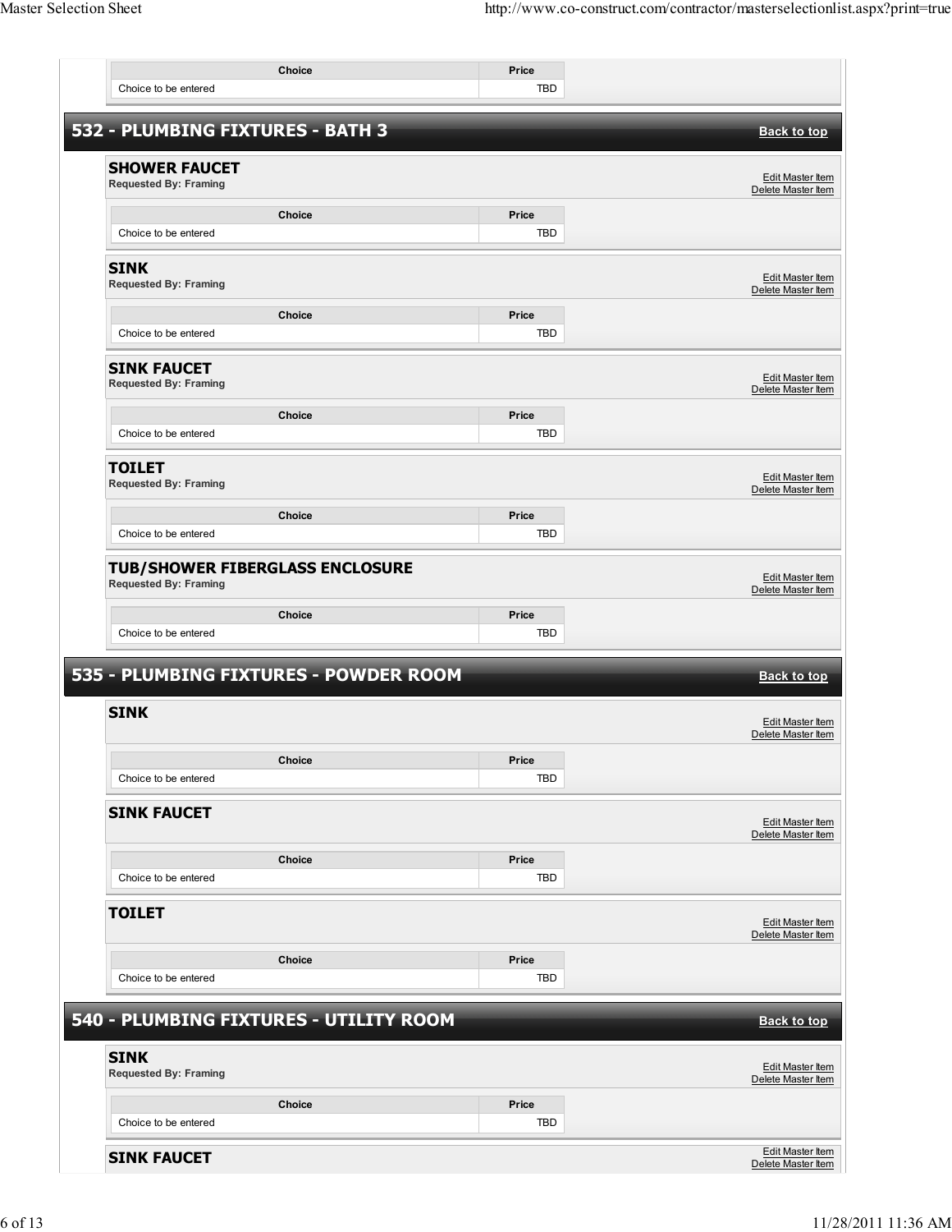| Choice | Price |
| --- | --- |
| Choice to be entered | TBD |

## 532 - PLUMBING FIXTURES - BATH 3

Back to top

### SHOWER FAUCET

**Requested By: Framing**

Edit Master Item
Delete Master Item

| Choice | Price |
| --- | --- |
| Choice to be entered | TBD |

### SINK

**Requested By: Framing**

Edit Master Item
Delete Master Item

| Choice | Price |
| --- | --- |
| Choice to be entered | TBD |

### SINK FAUCET

**Requested By: Framing**

Edit Master Item
Delete Master Item

| Choice | Price |
| --- | --- |
| Choice to be entered | TBD |

### TOILET

**Requested By: Framing**

Edit Master Item
Delete Master Item

| Choice | Price |
| --- | --- |
| Choice to be entered | TBD |

### TUB/SHOWER FIBERGLASS ENCLOSURE

**Requested By: Framing**

Edit Master Item
Delete Master Item

| Choice | Price |
| --- | --- |
| Choice to be entered | TBD |

## 535 - PLUMBING FIXTURES - POWDER ROOM

Back to top

### SINK

Edit Master Item
Delete Master Item

| Choice | Price |
| --- | --- |
| Choice to be entered | TBD |

### SINK FAUCET

Edit Master Item
Delete Master Item

| Choice | Price |
| --- | --- |
| Choice to be entered | TBD |

### TOILET

Edit Master Item
Delete Master Item

| Choice | Price |
| --- | --- |
| Choice to be entered | TBD |

## 540 - PLUMBING FIXTURES - UTILITY ROOM

Back to top

### SINK

**Requested By: Framing**

Edit Master Item
Delete Master Item

| Choice | Price |
| --- | --- |
| Choice to be entered | TBD |

### SINK FAUCET

Edit Master Item
Delete Master Item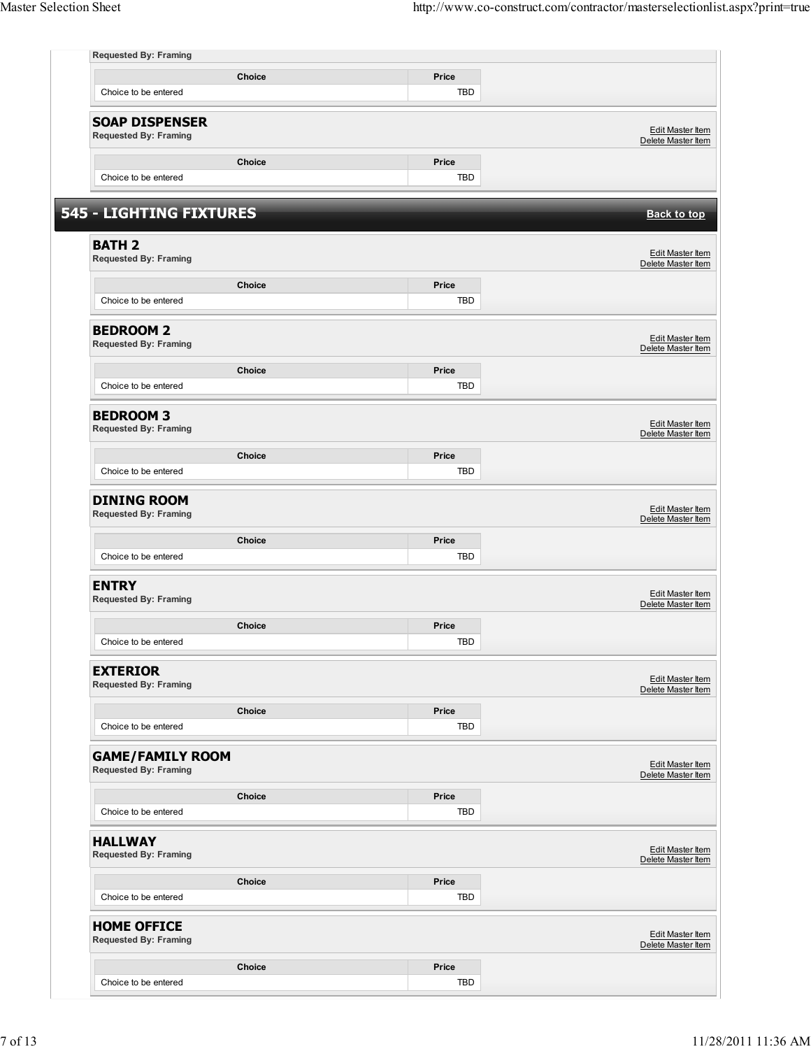Requested By: Framing

| Choice | Price |
|---|---|
| Choice to be entered | TBD |

### SOAP DISPENSER

**Requested By: Framing**

Edit Master Item
Delete Master Item

| Choice | Price |
|---|---|
| Choice to be entered | TBD |

## 545 - LIGHTING FIXTURES

Back to top

### BATH 2

**Requested By: Framing**

Edit Master Item
Delete Master Item

| Choice | Price |
|---|---|
| Choice to be entered | TBD |

### BEDROOM 2

**Requested By: Framing**

Edit Master Item
Delete Master Item

| Choice | Price |
|---|---|
| Choice to be entered | TBD |

### BEDROOM 3

**Requested By: Framing**

Edit Master Item
Delete Master Item

| Choice | Price |
|---|---|
| Choice to be entered | TBD |

### DINING ROOM

**Requested By: Framing**

Edit Master Item
Delete Master Item

| Choice | Price |
|---|---|
| Choice to be entered | TBD |

### ENTRY

**Requested By: Framing**

Edit Master Item
Delete Master Item

| Choice | Price |
|---|---|
| Choice to be entered | TBD |

### EXTERIOR

**Requested By: Framing**

Edit Master Item
Delete Master Item

| Choice | Price |
|---|---|
| Choice to be entered | TBD |

### GAME/FAMILY ROOM

**Requested By: Framing**

Edit Master Item
Delete Master Item

| Choice | Price |
|---|---|
| Choice to be entered | TBD |

### HALLWAY

**Requested By: Framing**

Edit Master Item
Delete Master Item

| Choice | Price |
|---|---|
| Choice to be entered | TBD |

### HOME OFFICE

**Requested By: Framing**

Edit Master Item
Delete Master Item

| Choice | Price |
|---|---|
| Choice to be entered | TBD |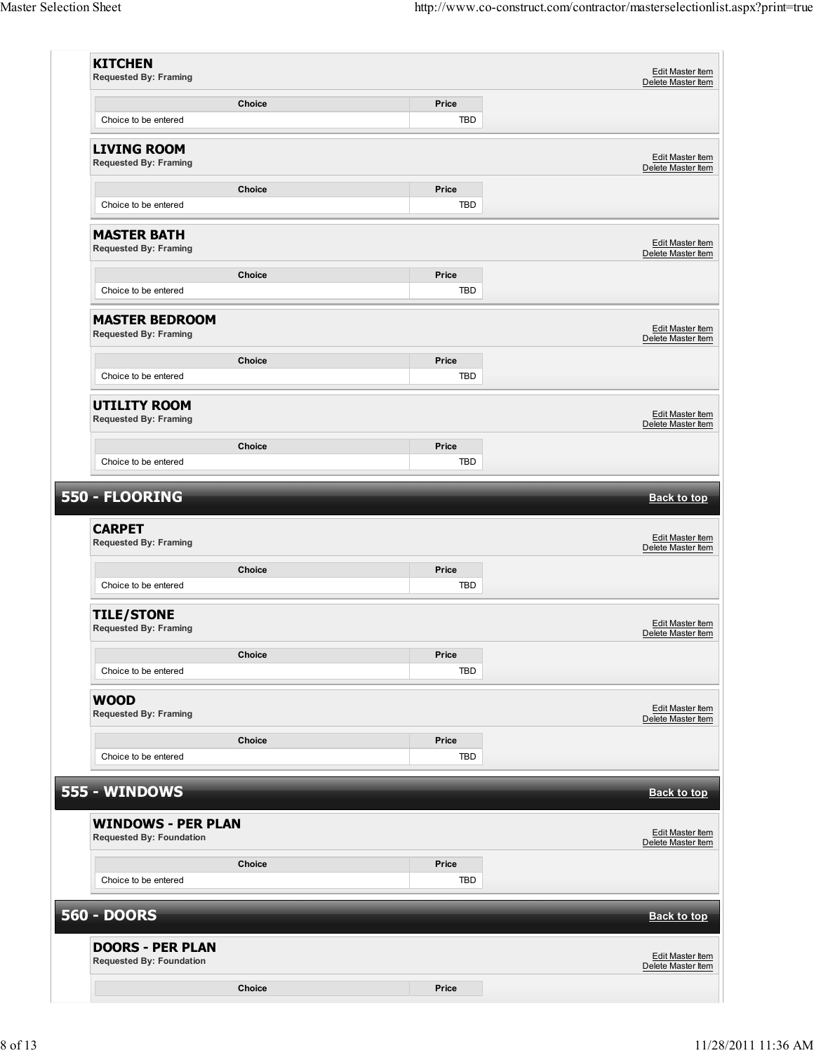### KITCHEN
**Requested By: Framing**

Edit Master Item
Delete Master Item

| Choice | Price |
| --- | --- |
| Choice to be entered | TBD |

### LIVING ROOM
**Requested By: Framing**

Edit Master Item
Delete Master Item

| Choice | Price |
| --- | --- |
| Choice to be entered | TBD |

### MASTER BATH
**Requested By: Framing**

Edit Master Item
Delete Master Item

| Choice | Price |
| --- | --- |
| Choice to be entered | TBD |

### MASTER BEDROOM
**Requested By: Framing**

Edit Master Item
Delete Master Item

| Choice | Price |
| --- | --- |
| Choice to be entered | TBD |

### UTILITY ROOM
**Requested By: Framing**

Edit Master Item
Delete Master Item

| Choice | Price |
| --- | --- |
| Choice to be entered | TBD |

## 550 - FLOORING

Back to top

### CARPET
**Requested By: Framing**

Edit Master Item
Delete Master Item

| Choice | Price |
| --- | --- |
| Choice to be entered | TBD |

### TILE/STONE
**Requested By: Framing**

Edit Master Item
Delete Master Item

| Choice | Price |
| --- | --- |
| Choice to be entered | TBD |

### WOOD
**Requested By: Framing**

Edit Master Item
Delete Master Item

| Choice | Price |
| --- | --- |
| Choice to be entered | TBD |

## 555 - WINDOWS

Back to top

### WINDOWS - PER PLAN
**Requested By: Foundation**

Edit Master Item
Delete Master Item

| Choice | Price |
| --- | --- |
| Choice to be entered | TBD |

## 560 - DOORS

Back to top

### DOORS - PER PLAN
**Requested By: Foundation**

Edit Master Item
Delete Master Item

| Choice | Price |
| --- | --- |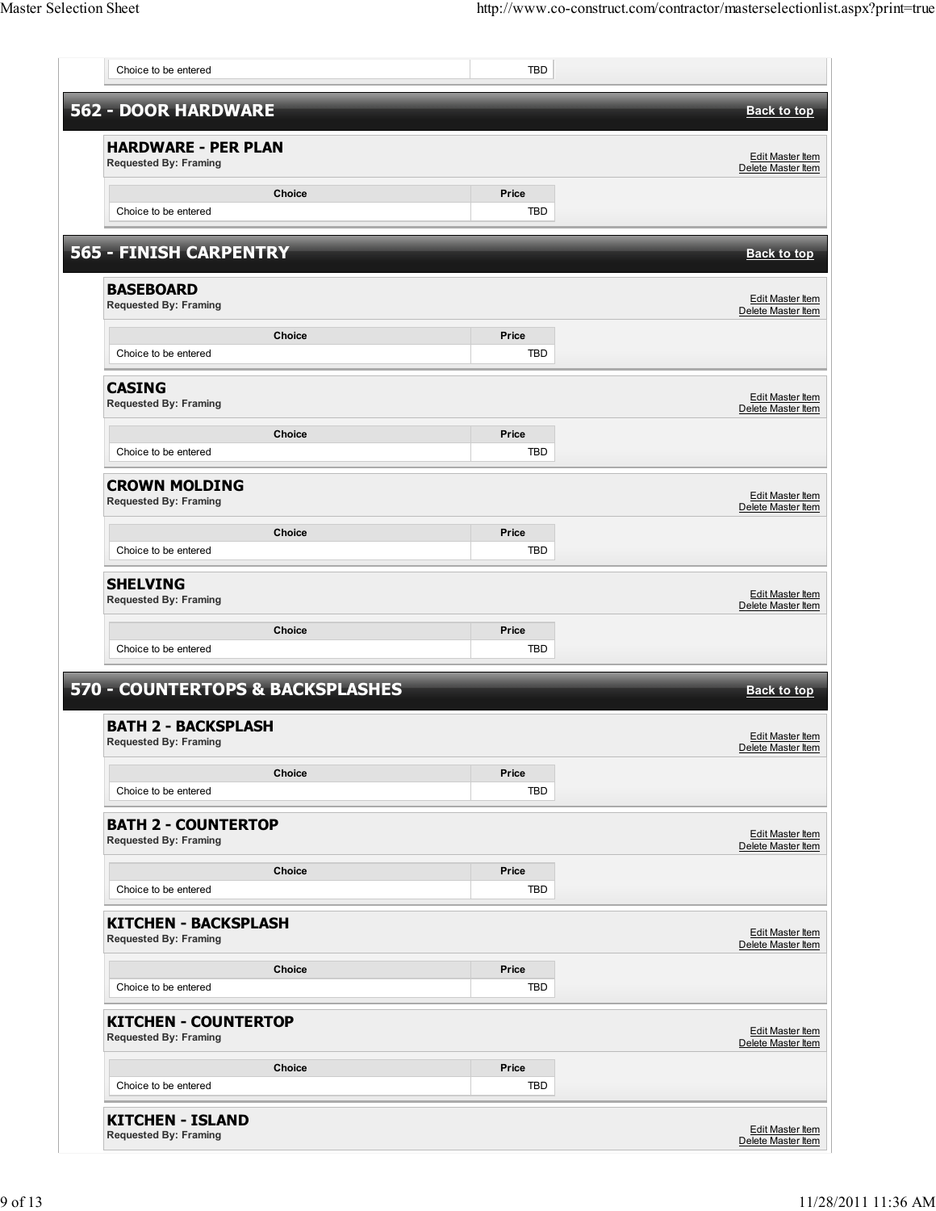| Choice | Price |
|---|---|
| Choice to be entered | TBD |

## 562 - DOOR HARDWARE

Back to top

### HARDWARE - PER PLAN

**Requested By: Framing**

Edit Master Item
Delete Master Item

| Choice | Price |
|---|---|
| Choice to be entered | TBD |

## 565 - FINISH CARPENTRY

Back to top

### BASEBOARD

**Requested By: Framing**

Edit Master Item
Delete Master Item

| Choice | Price |
|---|---|
| Choice to be entered | TBD |

### CASING

**Requested By: Framing**

Edit Master Item
Delete Master Item

| Choice | Price |
|---|---|
| Choice to be entered | TBD |

### CROWN MOLDING

**Requested By: Framing**

Edit Master Item
Delete Master Item

| Choice | Price |
|---|---|
| Choice to be entered | TBD |

### SHELVING

**Requested By: Framing**

Edit Master Item
Delete Master Item

| Choice | Price |
|---|---|
| Choice to be entered | TBD |

## 570 - COUNTERTOPS & BACKSPLASHES

Back to top

### BATH 2 - BACKSPLASH

**Requested By: Framing**

Edit Master Item
Delete Master Item

| Choice | Price |
|---|---|
| Choice to be entered | TBD |

### BATH 2 - COUNTERTOP

**Requested By: Framing**

Edit Master Item
Delete Master Item

| Choice | Price |
|---|---|
| Choice to be entered | TBD |

### KITCHEN - BACKSPLASH

**Requested By: Framing**

Edit Master Item
Delete Master Item

| Choice | Price |
|---|---|
| Choice to be entered | TBD |

### KITCHEN - COUNTERTOP

**Requested By: Framing**

Edit Master Item
Delete Master Item

| Choice | Price |
|---|---|
| Choice to be entered | TBD |

### KITCHEN - ISLAND

**Requested By: Framing**

Edit Master Item
Delete Master Item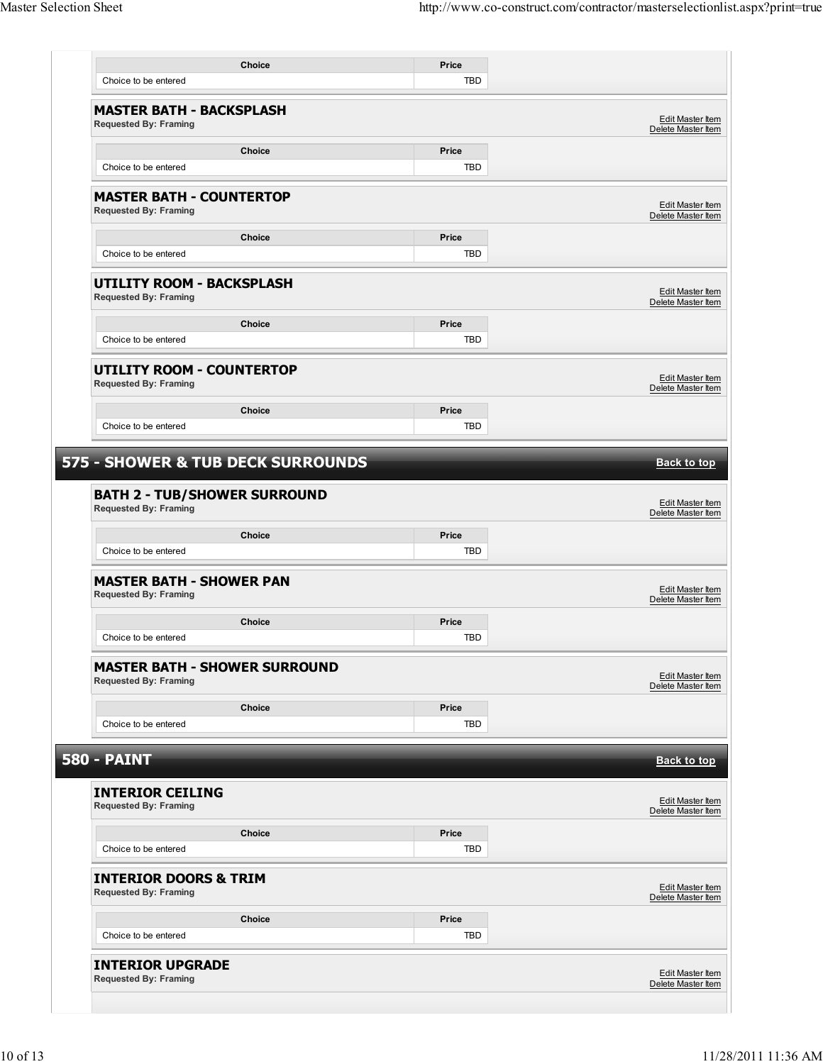| Choice | Price |
| --- | --- |
| Choice to be entered | TBD |

### MASTER BATH - BACKSPLASH

**Requested By: Framing**

Edit Master Item
Delete Master Item

| Choice | Price |
| --- | --- |
| Choice to be entered | TBD |

### MASTER BATH - COUNTERTOP

**Requested By: Framing**

Edit Master Item
Delete Master Item

| Choice | Price |
| --- | --- |
| Choice to be entered | TBD |

### UTILITY ROOM - BACKSPLASH

**Requested By: Framing**

Edit Master Item
Delete Master Item

| Choice | Price |
| --- | --- |
| Choice to be entered | TBD |

### UTILITY ROOM - COUNTERTOP

**Requested By: Framing**

Edit Master Item
Delete Master Item

| Choice | Price |
| --- | --- |
| Choice to be entered | TBD |

## 575 - SHOWER & TUB DECK SURROUNDS

Back to top

### BATH 2 - TUB/SHOWER SURROUND

**Requested By: Framing**

Edit Master Item
Delete Master Item

| Choice | Price |
| --- | --- |
| Choice to be entered | TBD |

### MASTER BATH - SHOWER PAN

**Requested By: Framing**

Edit Master Item
Delete Master Item

| Choice | Price |
| --- | --- |
| Choice to be entered | TBD |

### MASTER BATH - SHOWER SURROUND

**Requested By: Framing**

Edit Master Item
Delete Master Item

| Choice | Price |
| --- | --- |
| Choice to be entered | TBD |

## 580 - PAINT

Back to top

### INTERIOR CEILING

**Requested By: Framing**

Edit Master Item
Delete Master Item

| Choice | Price |
| --- | --- |
| Choice to be entered | TBD |

### INTERIOR DOORS & TRIM

**Requested By: Framing**

Edit Master Item
Delete Master Item

| Choice | Price |
| --- | --- |
| Choice to be entered | TBD |

### INTERIOR UPGRADE

**Requested By: Framing**

Edit Master Item
Delete Master Item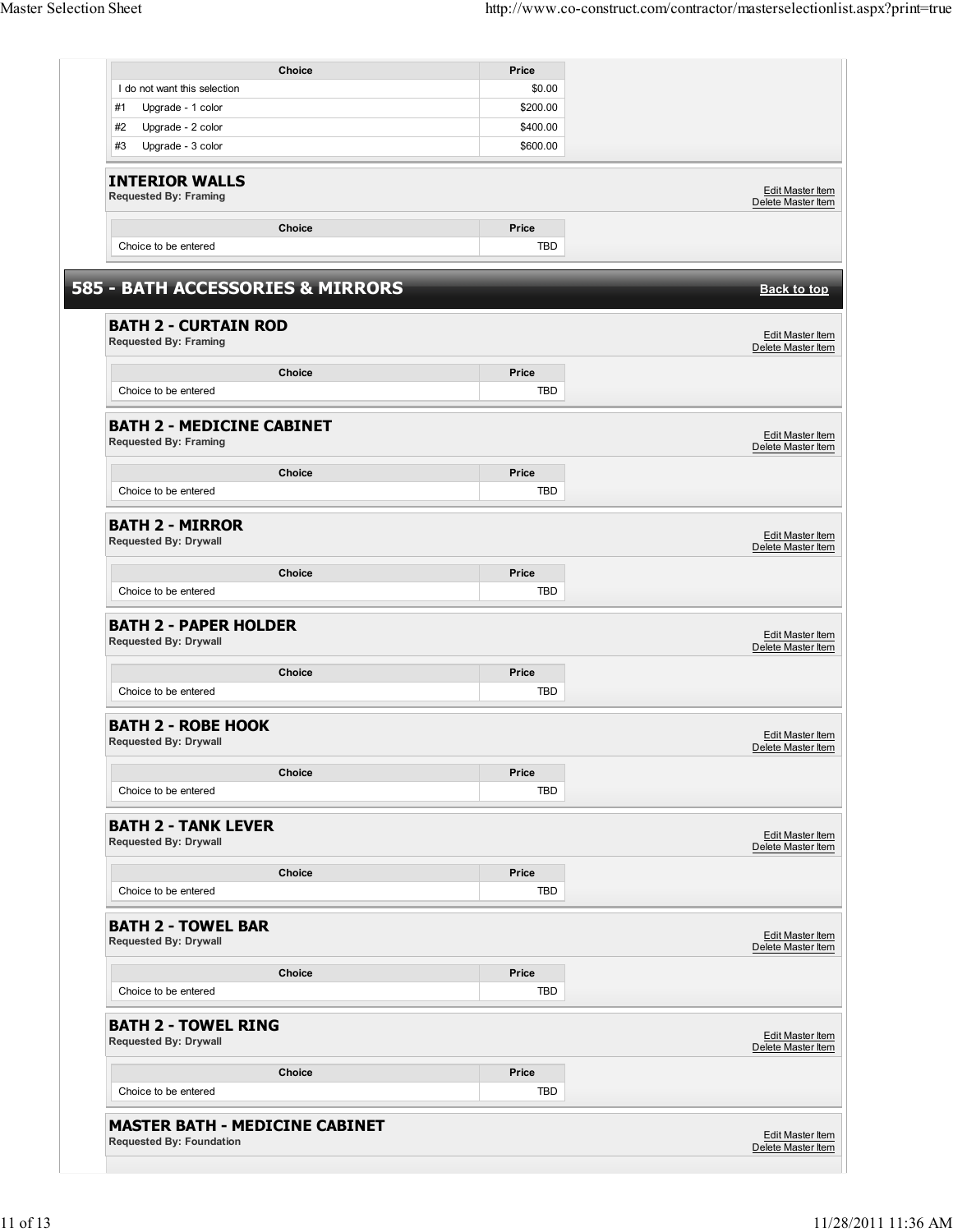| Choice | Price |
|---|---|
| I do not want this selection | $0.00 |
| #1 Upgrade - 1 color | $200.00 |
| #2 Upgrade - 2 color | $400.00 |
| #3 Upgrade - 3 color | $600.00 |

### INTERIOR WALLS
**Requested By: Framing**

Edit Master Item
Delete Master Item

| Choice | Price |
|---|---|
| Choice to be entered | TBD |

## 585 - BATH ACCESSORIES & MIRRORS

Back to top

### BATH 2 - CURTAIN ROD
**Requested By: Framing**

Edit Master Item
Delete Master Item

| Choice | Price |
|---|---|
| Choice to be entered | TBD |

### BATH 2 - MEDICINE CABINET
**Requested By: Framing**

Edit Master Item
Delete Master Item

| Choice | Price |
|---|---|
| Choice to be entered | TBD |

### BATH 2 - MIRROR
**Requested By: Drywall**

Edit Master Item
Delete Master Item

| Choice | Price |
|---|---|
| Choice to be entered | TBD |

### BATH 2 - PAPER HOLDER
**Requested By: Drywall**

Edit Master Item
Delete Master Item

| Choice | Price |
|---|---|
| Choice to be entered | TBD |

### BATH 2 - ROBE HOOK
**Requested By: Drywall**

Edit Master Item
Delete Master Item

| Choice | Price |
|---|---|
| Choice to be entered | TBD |

### BATH 2 - TANK LEVER
**Requested By: Drywall**

Edit Master Item
Delete Master Item

| Choice | Price |
|---|---|
| Choice to be entered | TBD |

### BATH 2 - TOWEL BAR
**Requested By: Drywall**

Edit Master Item
Delete Master Item

| Choice | Price |
|---|---|
| Choice to be entered | TBD |

### BATH 2 - TOWEL RING
**Requested By: Drywall**

Edit Master Item
Delete Master Item

| Choice | Price |
|---|---|
| Choice to be entered | TBD |

### MASTER BATH - MEDICINE CABINET
**Requested By: Foundation**

Edit Master Item
Delete Master Item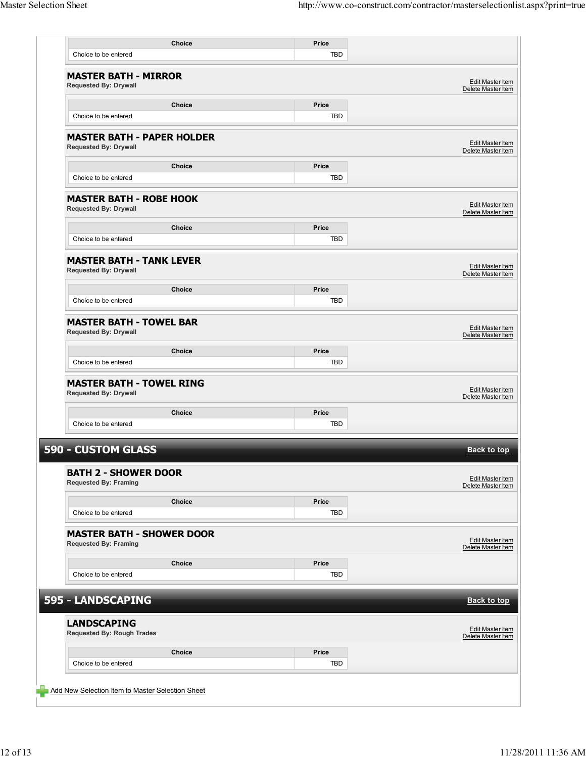| Choice | Price |
|---|---|
| Choice to be entered | TBD |

### MASTER BATH - MIRROR

**Requested By: Drywall**

Edit Master Item
Delete Master Item

| Choice | Price |
|---|---|
| Choice to be entered | TBD |

### MASTER BATH - PAPER HOLDER

**Requested By: Drywall**

Edit Master Item
Delete Master Item

| Choice | Price |
|---|---|
| Choice to be entered | TBD |

### MASTER BATH - ROBE HOOK

**Requested By: Drywall**

Edit Master Item
Delete Master Item

| Choice | Price |
|---|---|
| Choice to be entered | TBD |

### MASTER BATH - TANK LEVER

**Requested By: Drywall**

Edit Master Item
Delete Master Item

| Choice | Price |
|---|---|
| Choice to be entered | TBD |

### MASTER BATH - TOWEL BAR

**Requested By: Drywall**

Edit Master Item
Delete Master Item

| Choice | Price |
|---|---|
| Choice to be entered | TBD |

### MASTER BATH - TOWEL RING

**Requested By: Drywall**

Edit Master Item
Delete Master Item

| Choice | Price |
|---|---|
| Choice to be entered | TBD |

## 590 - CUSTOM GLASS

Back to top

### BATH 2 - SHOWER DOOR

**Requested By: Framing**

Edit Master Item
Delete Master Item

| Choice | Price |
|---|---|
| Choice to be entered | TBD |

### MASTER BATH - SHOWER DOOR

**Requested By: Framing**

Edit Master Item
Delete Master Item

| Choice | Price |
|---|---|
| Choice to be entered | TBD |

## 595 - LANDSCAPING

Back to top

### LANDSCAPING

**Requested By: Rough Trades**

Edit Master Item
Delete Master Item

| Choice | Price |
|---|---|
| Choice to be entered | TBD |

Add New Selection Item to Master Selection Sheet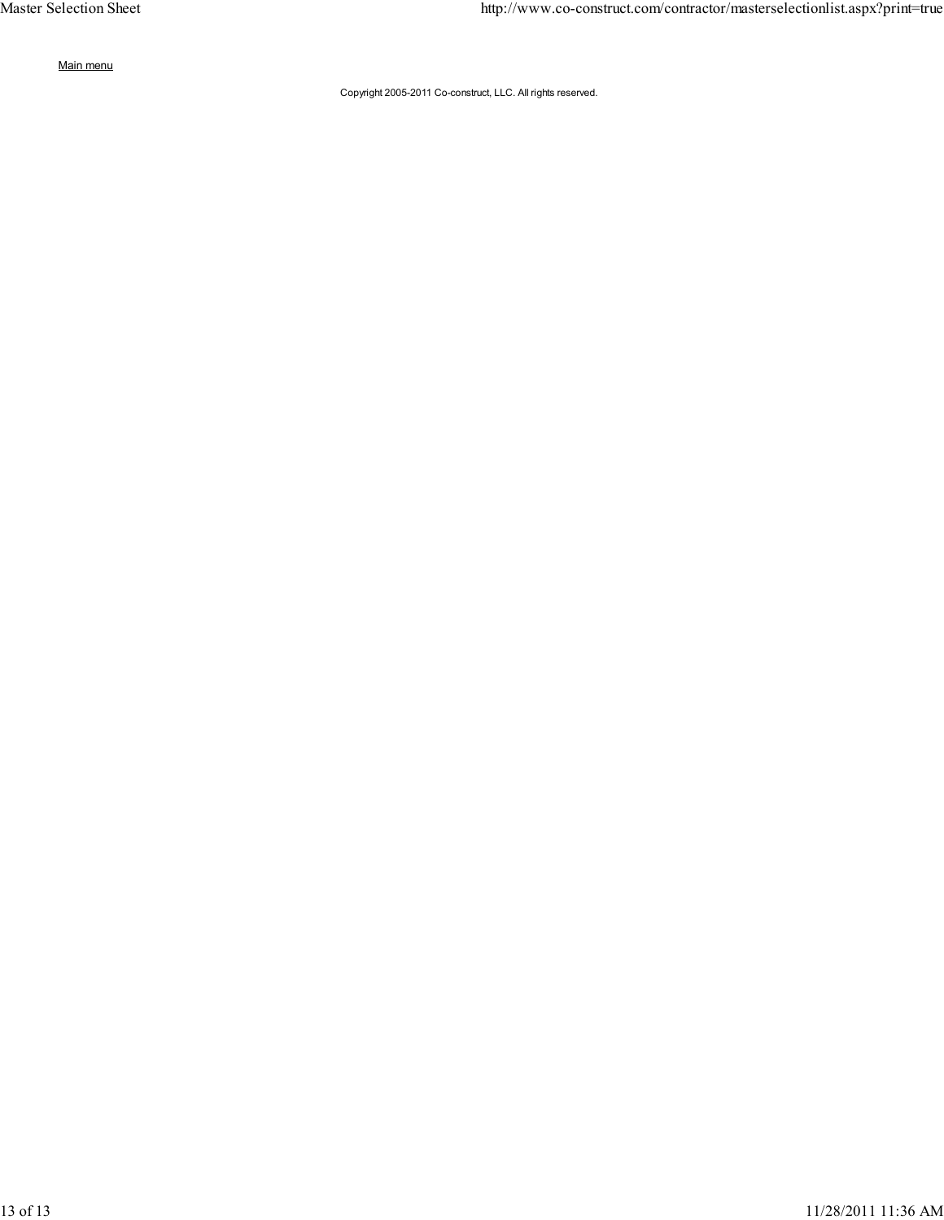Main menu

Copyright 2005-2011 Co-construct, LLC. All rights reserved.